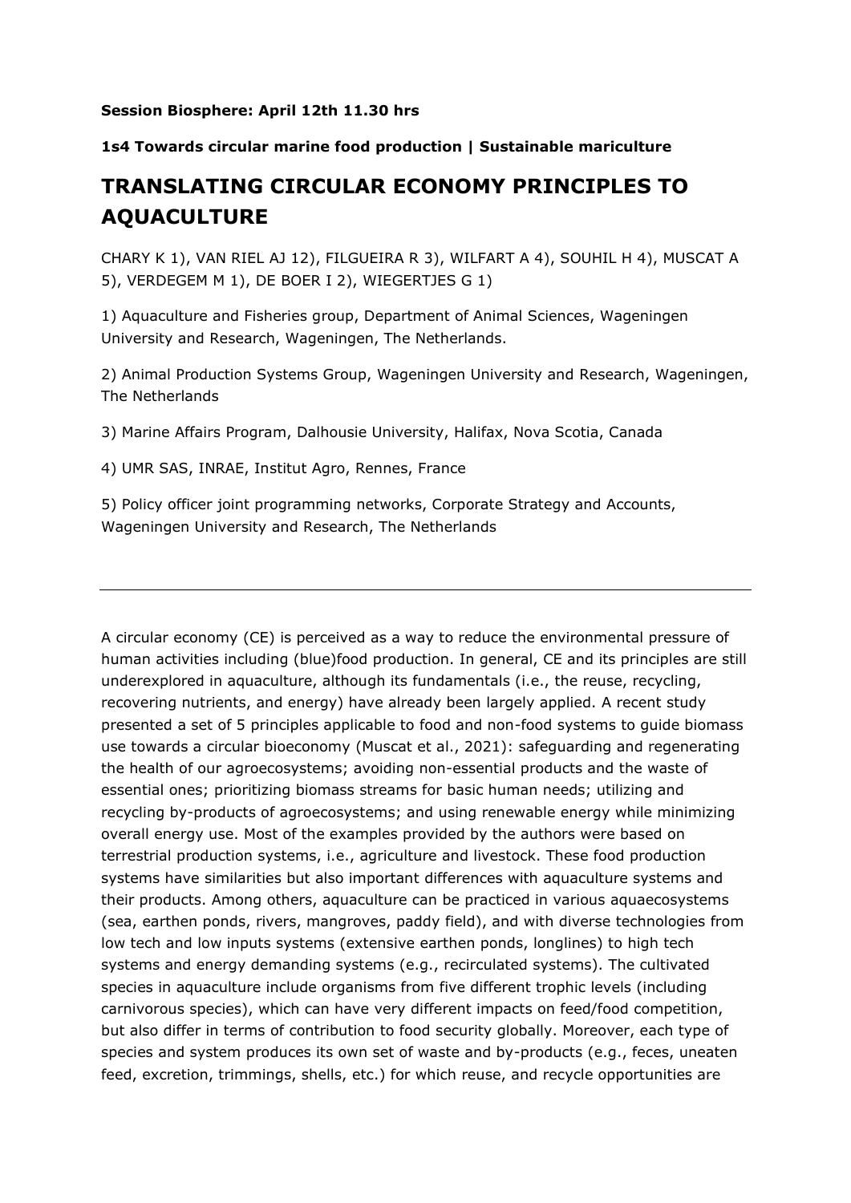**Session Biosphere: April 12th 11.30 hrs**

**1s4 Towards circular marine food production | Sustainable mariculture**

# TRANSLATING CIRCULAR ECONOMY PRINCIPLES TO AQUACULTURE

CHARY K 1), VAN RIEL AJ 12), FILGUEIRA R 3), WILFART A 4), SOUHIL H 4), MUSCAT A 5), VERDEGEM M 1), DE BOER I 2), WIEGERTJES G 1)

1) Aquaculture and Fisheries group, Department of Animal Sciences, Wageningen University and Research, Wageningen, The Netherlands.

2) Animal Production Systems Group, Wageningen University and Research, Wageningen, The Netherlands

3) Marine Affairs Program, Dalhousie University, Halifax, Nova Scotia, Canada

4) UMR SAS, INRAE, Institut Agro, Rennes, France

5) Policy officer joint programming networks, Corporate Strategy and Accounts, Wageningen University and Research, The Netherlands

---

A circular economy (CE) is perceived as a way to reduce the environmental pressure of human activities including (blue)food production. In general, CE and its principles are still underexplored in aquaculture, although its fundamentals (i.e., the reuse, recycling, recovering nutrients, and energy) have already been largely applied. A recent study presented a set of 5 principles applicable to food and non-food systems to guide biomass use towards a circular bioeconomy (Muscat et al., 2021): safeguarding and regenerating the health of our agroecosystems; avoiding non-essential products and the waste of essential ones; prioritizing biomass streams for basic human needs; utilizing and recycling by-products of agroecosystems; and using renewable energy while minimizing overall energy use. Most of the examples provided by the authors were based on terrestrial production systems, i.e., agriculture and livestock. These food production systems have similarities but also important differences with aquaculture systems and their products. Among others, aquaculture can be practiced in various aquaecosystems (sea, earthen ponds, rivers, mangroves, paddy field), and with diverse technologies from low tech and low inputs systems (extensive earthen ponds, longlines) to high tech systems and energy demanding systems (e.g., recirculated systems). The cultivated species in aquaculture include organisms from five different trophic levels (including carnivorous species), which can have very different impacts on feed/food competition, but also differ in terms of contribution to food security globally. Moreover, each type of species and system produces its own set of waste and by-products (e.g., feces, uneaten feed, excretion, trimmings, shells, etc.) for which reuse, and recycle opportunities are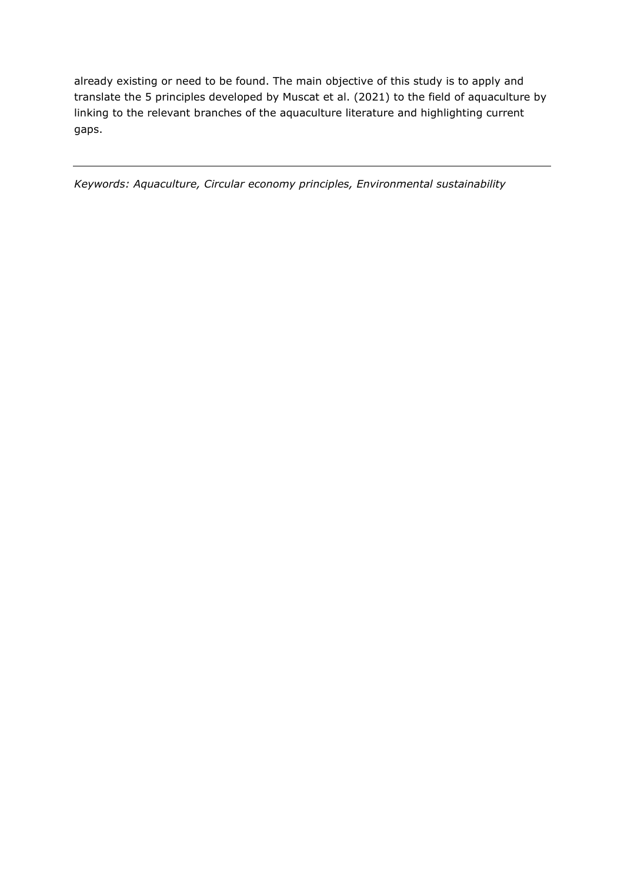already existing or need to be found. The main objective of this study is to apply and translate the 5 principles developed by Muscat et al. (2021) to the field of aquaculture by linking to the relevant branches of the aquaculture literature and highlighting current gaps.

---

*Keywords: Aquaculture, Circular economy principles, Environmental sustainability*